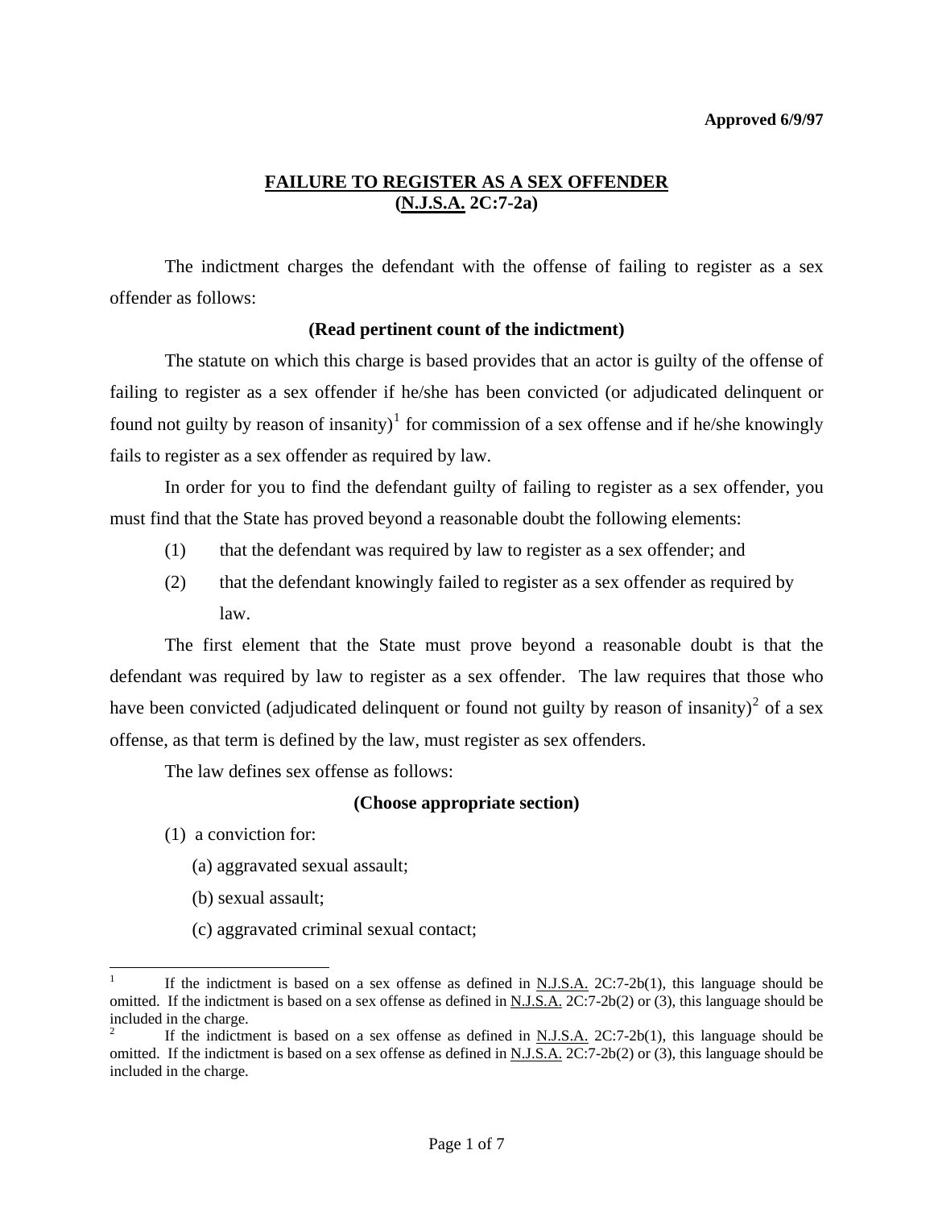**Approved 6/9/97**

## FAILURE TO REGISTER AS A SEX OFFENDER (N.J.S.A. 2C:7-2a)

The indictment charges the defendant with the offense of failing to register as a sex offender as follows:

**(Read pertinent count of the indictment)**

The statute on which this charge is based provides that an actor is guilty of the offense of failing to register as a sex offender if he/she has been convicted (or adjudicated delinquent or found not guilty by reason of insanity)[1] for commission of a sex offense and if he/she knowingly fails to register as a sex offender as required by law.

In order for you to find the defendant guilty of failing to register as a sex offender, you must find that the State has proved beyond a reasonable doubt the following elements:

(1) that the defendant was required by law to register as a sex offender; and

(2) that the defendant knowingly failed to register as a sex offender as required by law.

The first element that the State must prove beyond a reasonable doubt is that the defendant was required by law to register as a sex offender. The law requires that those who have been convicted (adjudicated delinquent or found not guilty by reason of insanity)[2] of a sex offense, as that term is defined by the law, must register as sex offenders.

The law defines sex offense as follows:

**(Choose appropriate section)**

(1) a conviction for:

(a) aggravated sexual assault;

(b) sexual assault;

(c) aggravated criminal sexual contact;

---

[1] If the indictment is based on a sex offense as defined in N.J.S.A. 2C:7-2b(1), this language should be omitted. If the indictment is based on a sex offense as defined in N.J.S.A. 2C:7-2b(2) or (3), this language should be included in the charge.

[2] If the indictment is based on a sex offense as defined in N.J.S.A. 2C:7-2b(1), this language should be omitted. If the indictment is based on a sex offense as defined in N.J.S.A. 2C:7-2b(2) or (3), this language should be included in the charge.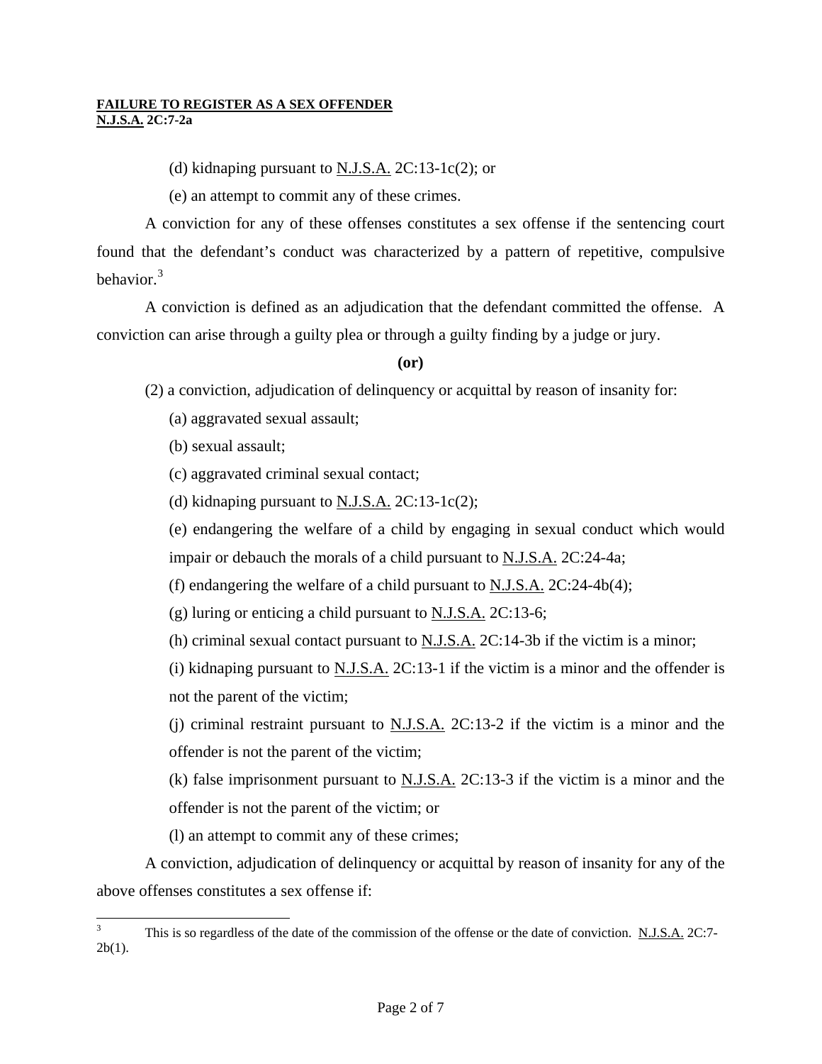(d) kidnaping pursuant to N.J.S.A. 2C:13-1c(2); or

(e) an attempt to commit any of these crimes.

A conviction for any of these offenses constitutes a sex offense if the sentencing court found that the defendant's conduct was characterized by a pattern of repetitive, compulsive behavior.[3]

A conviction is defined as an adjudication that the defendant committed the offense. A conviction can arise through a guilty plea or through a guilty finding by a judge or jury.

**(or)**

(2) a conviction, adjudication of delinquency or acquittal by reason of insanity for:

(a) aggravated sexual assault;

(b) sexual assault;

(c) aggravated criminal sexual contact;

(d) kidnaping pursuant to N.J.S.A. 2C:13-1c(2);

(e) endangering the welfare of a child by engaging in sexual conduct which would impair or debauch the morals of a child pursuant to N.J.S.A. 2C:24-4a;

(f) endangering the welfare of a child pursuant to N.J.S.A. 2C:24-4b(4);

(g) luring or enticing a child pursuant to N.J.S.A. 2C:13-6;

(h) criminal sexual contact pursuant to N.J.S.A. 2C:14-3b if the victim is a minor;

(i) kidnaping pursuant to N.J.S.A. 2C:13-1 if the victim is a minor and the offender is not the parent of the victim;

(j) criminal restraint pursuant to N.J.S.A. 2C:13-2 if the victim is a minor and the offender is not the parent of the victim;

(k) false imprisonment pursuant to N.J.S.A. 2C:13-3 if the victim is a minor and the offender is not the parent of the victim; or

(l) an attempt to commit any of these crimes;

A conviction, adjudication of delinquency or acquittal by reason of insanity for any of the above offenses constitutes a sex offense if:

---

[3] This is so regardless of the date of the commission of the offense or the date of conviction. N.J.S.A. 2C:7-2b(1).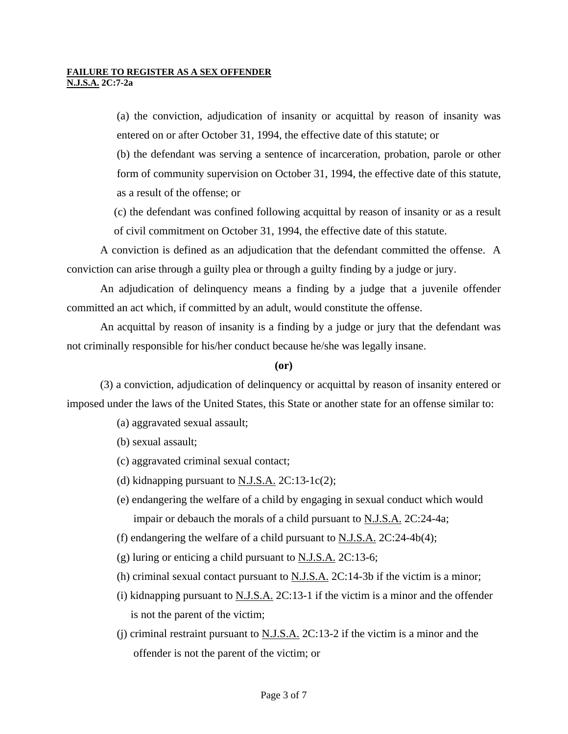(a) the conviction, adjudication of insanity or acquittal by reason of insanity was entered on or after October 31, 1994, the effective date of this statute; or

(b) the defendant was serving a sentence of incarceration, probation, parole or other form of community supervision on October 31, 1994, the effective date of this statute, as a result of the offense; or

(c) the defendant was confined following acquittal by reason of insanity or as a result of civil commitment on October 31, 1994, the effective date of this statute.

A conviction is defined as an adjudication that the defendant committed the offense. A conviction can arise through a guilty plea or through a guilty finding by a judge or jury.

An adjudication of delinquency means a finding by a judge that a juvenile offender committed an act which, if committed by an adult, would constitute the offense.

An acquittal by reason of insanity is a finding by a judge or jury that the defendant was not criminally responsible for his/her conduct because he/she was legally insane.

**(or)**

(3) a conviction, adjudication of delinquency or acquittal by reason of insanity entered or imposed under the laws of the United States, this State or another state for an offense similar to:

(a) aggravated sexual assault;

(b) sexual assault;

(c) aggravated criminal sexual contact;

(d) kidnapping pursuant to N.J.S.A. 2C:13-1c(2);

(e) endangering the welfare of a child by engaging in sexual conduct which would impair or debauch the morals of a child pursuant to N.J.S.A. 2C:24-4a;

(f) endangering the welfare of a child pursuant to N.J.S.A. 2C:24-4b(4);

(g) luring or enticing a child pursuant to N.J.S.A. 2C:13-6;

(h) criminal sexual contact pursuant to N.J.S.A. 2C:14-3b if the victim is a minor;

(i) kidnapping pursuant to N.J.S.A. 2C:13-1 if the victim is a minor and the offender is not the parent of the victim;

(j) criminal restraint pursuant to N.J.S.A. 2C:13-2 if the victim is a minor and the offender is not the parent of the victim; or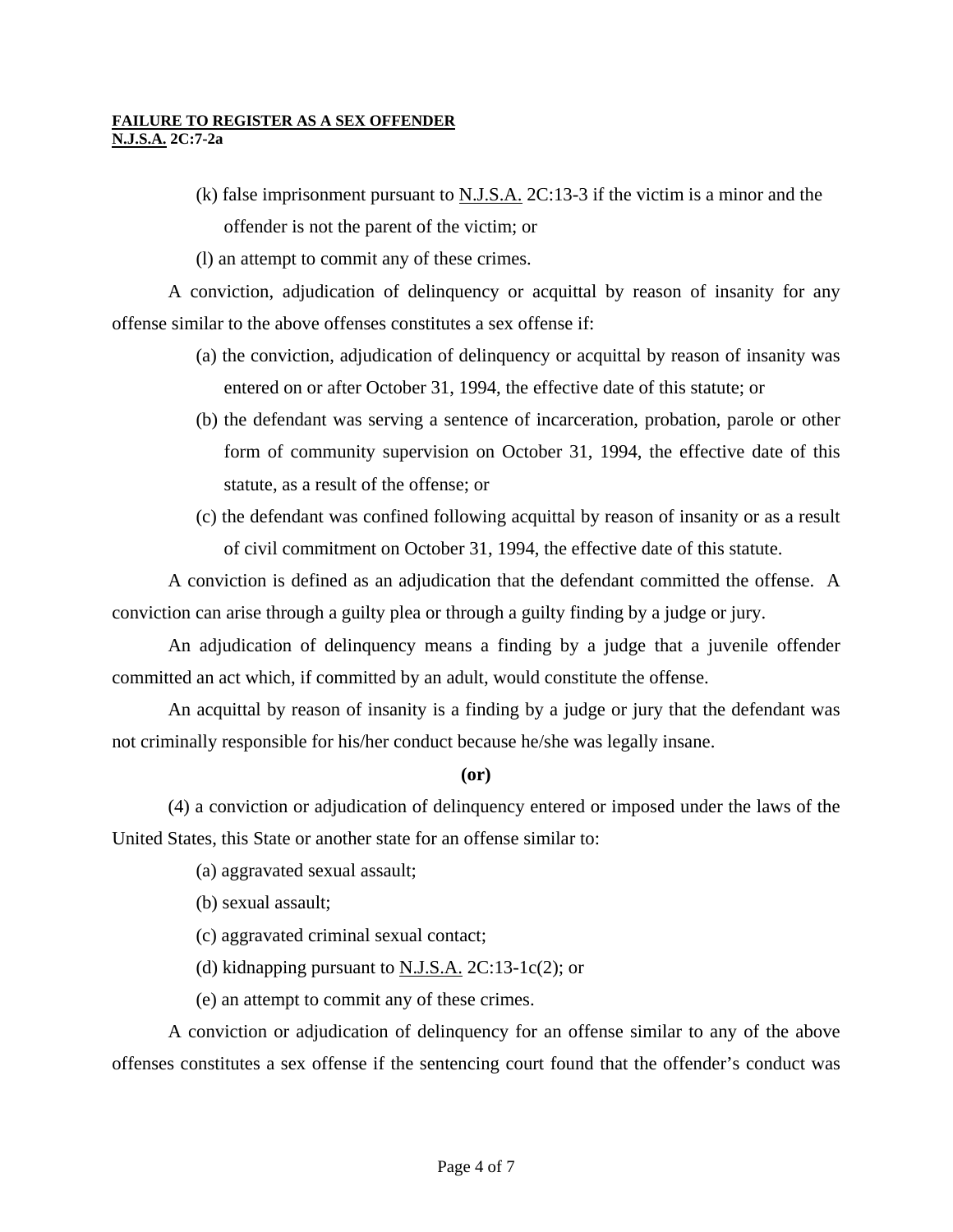(k) false imprisonment pursuant to N.J.S.A. 2C:13-3 if the victim is a minor and the offender is not the parent of the victim; or

(l) an attempt to commit any of these crimes.

A conviction, adjudication of delinquency or acquittal by reason of insanity for any offense similar to the above offenses constitutes a sex offense if:

(a) the conviction, adjudication of delinquency or acquittal by reason of insanity was entered on or after October 31, 1994, the effective date of this statute; or

(b) the defendant was serving a sentence of incarceration, probation, parole or other form of community supervision on October 31, 1994, the effective date of this statute, as a result of the offense; or

(c) the defendant was confined following acquittal by reason of insanity or as a result of civil commitment on October 31, 1994, the effective date of this statute.

A conviction is defined as an adjudication that the defendant committed the offense. A conviction can arise through a guilty plea or through a guilty finding by a judge or jury.

An adjudication of delinquency means a finding by a judge that a juvenile offender committed an act which, if committed by an adult, would constitute the offense.

An acquittal by reason of insanity is a finding by a judge or jury that the defendant was not criminally responsible for his/her conduct because he/she was legally insane.

**(or)**

(4) a conviction or adjudication of delinquency entered or imposed under the laws of the United States, this State or another state for an offense similar to:

(a) aggravated sexual assault;

(b) sexual assault;

(c) aggravated criminal sexual contact;

(d) kidnapping pursuant to N.J.S.A. 2C:13-1c(2); or

(e) an attempt to commit any of these crimes.

A conviction or adjudication of delinquency for an offense similar to any of the above offenses constitutes a sex offense if the sentencing court found that the offender's conduct was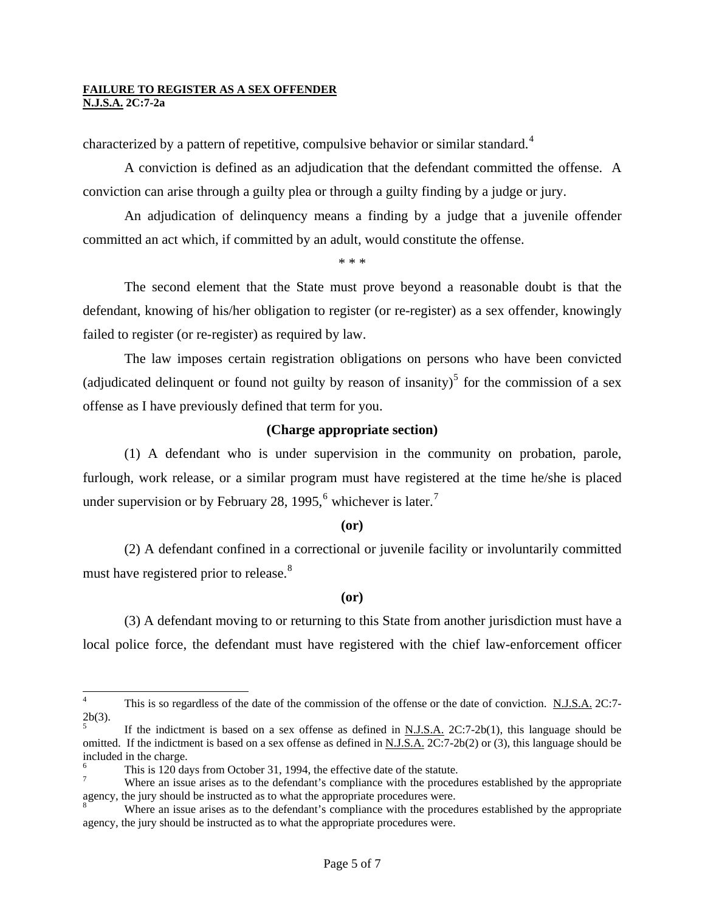characterized by a pattern of repetitive, compulsive behavior or similar standard.[4]

A conviction is defined as an adjudication that the defendant committed the offense. A conviction can arise through a guilty plea or through a guilty finding by a judge or jury.

An adjudication of delinquency means a finding by a judge that a juvenile offender committed an act which, if committed by an adult, would constitute the offense.

\* \* \*

The second element that the State must prove beyond a reasonable doubt is that the defendant, knowing of his/her obligation to register (or re-register) as a sex offender, knowingly failed to register (or re-register) as required by law.

The law imposes certain registration obligations on persons who have been convicted (adjudicated delinquent or found not guilty by reason of insanity)[5] for the commission of a sex offense as I have previously defined that term for you.

**(Charge appropriate section)**

(1) A defendant who is under supervision in the community on probation, parole, furlough, work release, or a similar program must have registered at the time he/she is placed under supervision or by February 28, 1995,[6] whichever is later.[7]

**(or)**

(2) A defendant confined in a correctional or juvenile facility or involuntarily committed must have registered prior to release.[8]

**(or)**

(3) A defendant moving to or returning to this State from another jurisdiction must have a local police force, the defendant must have registered with the chief law-enforcement officer

---

[4] This is so regardless of the date of the commission of the offense or the date of conviction. N.J.S.A. 2C:7-2b(3).

[5] If the indictment is based on a sex offense as defined in N.J.S.A. 2C:7-2b(1), this language should be omitted. If the indictment is based on a sex offense as defined in N.J.S.A. 2C:7-2b(2) or (3), this language should be included in the charge.

[6] This is 120 days from October 31, 1994, the effective date of the statute.

[7] Where an issue arises as to the defendant's compliance with the procedures established by the appropriate agency, the jury should be instructed as to what the appropriate procedures were.

[8] Where an issue arises as to the defendant's compliance with the procedures established by the appropriate agency, the jury should be instructed as to what the appropriate procedures were.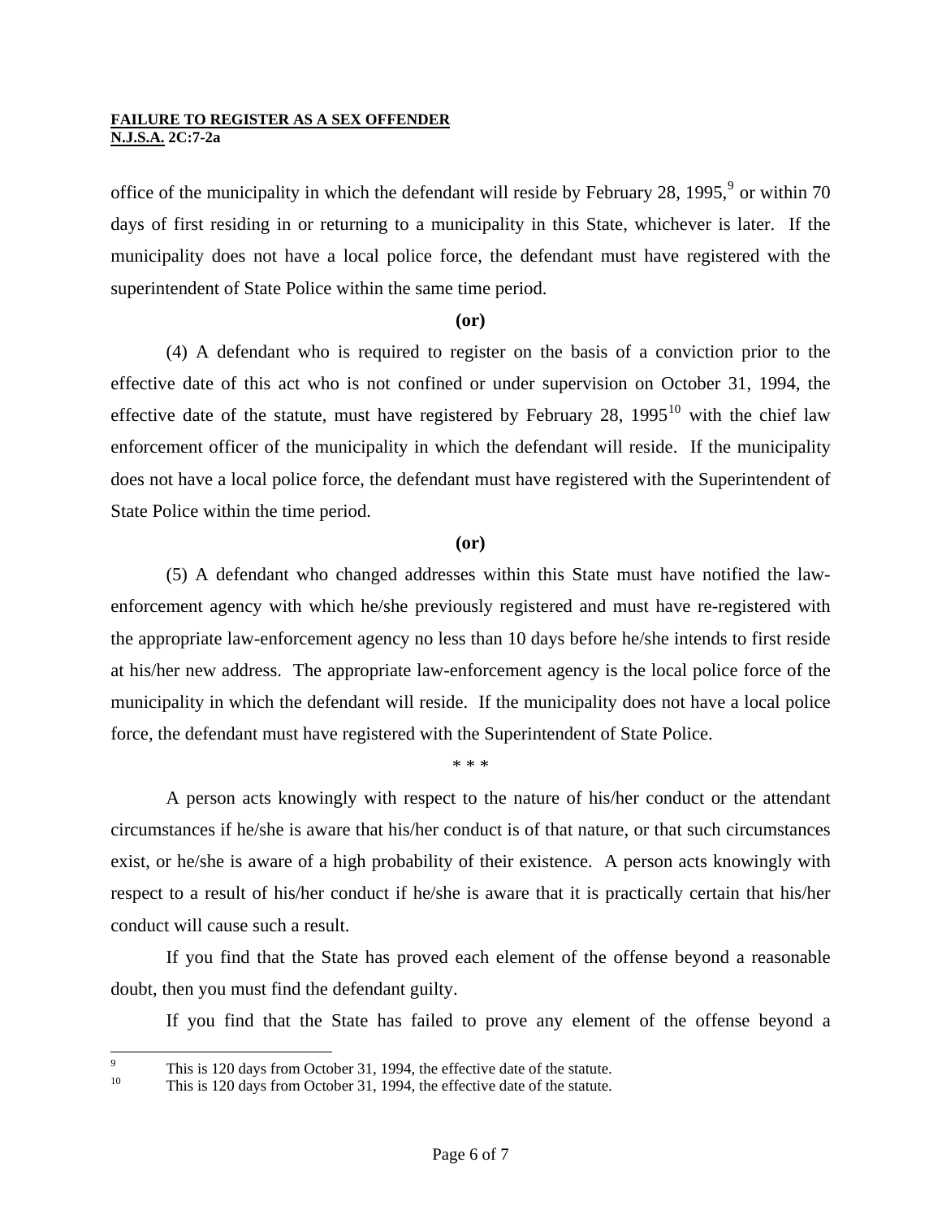office of the municipality in which the defendant will reside by February 28, 1995,[9] or within 70 days of first residing in or returning to a municipality in this State, whichever is later. If the municipality does not have a local police force, the defendant must have registered with the superintendent of State Police within the same time period.

**(or)**

(4) A defendant who is required to register on the basis of a conviction prior to the effective date of this act who is not confined or under supervision on October 31, 1994, the effective date of the statute, must have registered by February 28, 1995[10] with the chief law enforcement officer of the municipality in which the defendant will reside. If the municipality does not have a local police force, the defendant must have registered with the Superintendent of State Police within the time period.

**(or)**

(5) A defendant who changed addresses within this State must have notified the law-enforcement agency with which he/she previously registered and must have re-registered with the appropriate law-enforcement agency no less than 10 days before he/she intends to first reside at his/her new address. The appropriate law-enforcement agency is the local police force of the municipality in which the defendant will reside. If the municipality does not have a local police force, the defendant must have registered with the Superintendent of State Police.

* * *

A person acts knowingly with respect to the nature of his/her conduct or the attendant circumstances if he/she is aware that his/her conduct is of that nature, or that such circumstances exist, or he/she is aware of a high probability of their existence. A person acts knowingly with respect to a result of his/her conduct if he/she is aware that it is practically certain that his/her conduct will cause such a result.

If you find that the State has proved each element of the offense beyond a reasonable doubt, then you must find the defendant guilty.

If you find that the State has failed to prove any element of the offense beyond a

---

[9] This is 120 days from October 31, 1994, the effective date of the statute.

[10] This is 120 days from October 31, 1994, the effective date of the statute.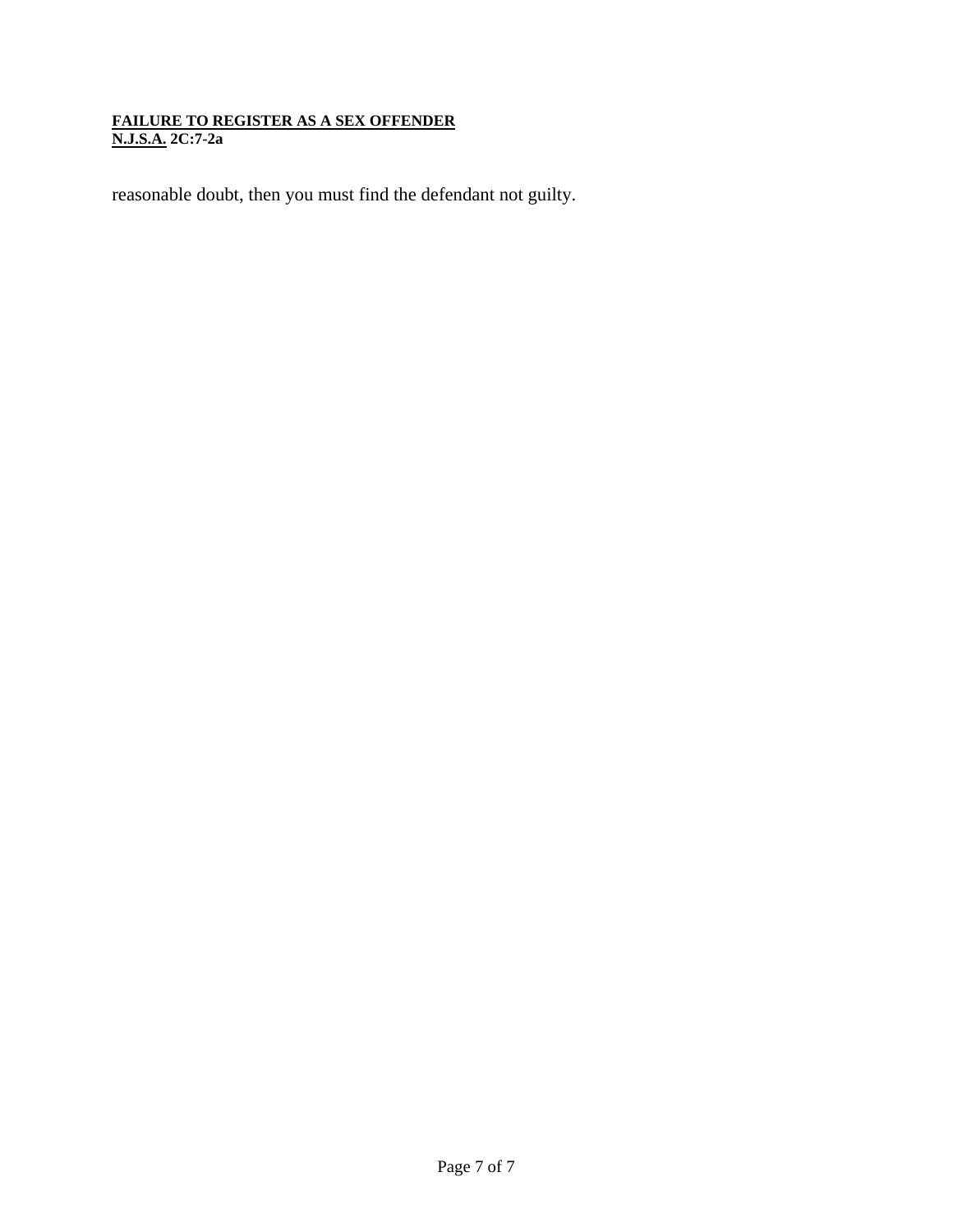reasonable doubt, then you must find the defendant not guilty.